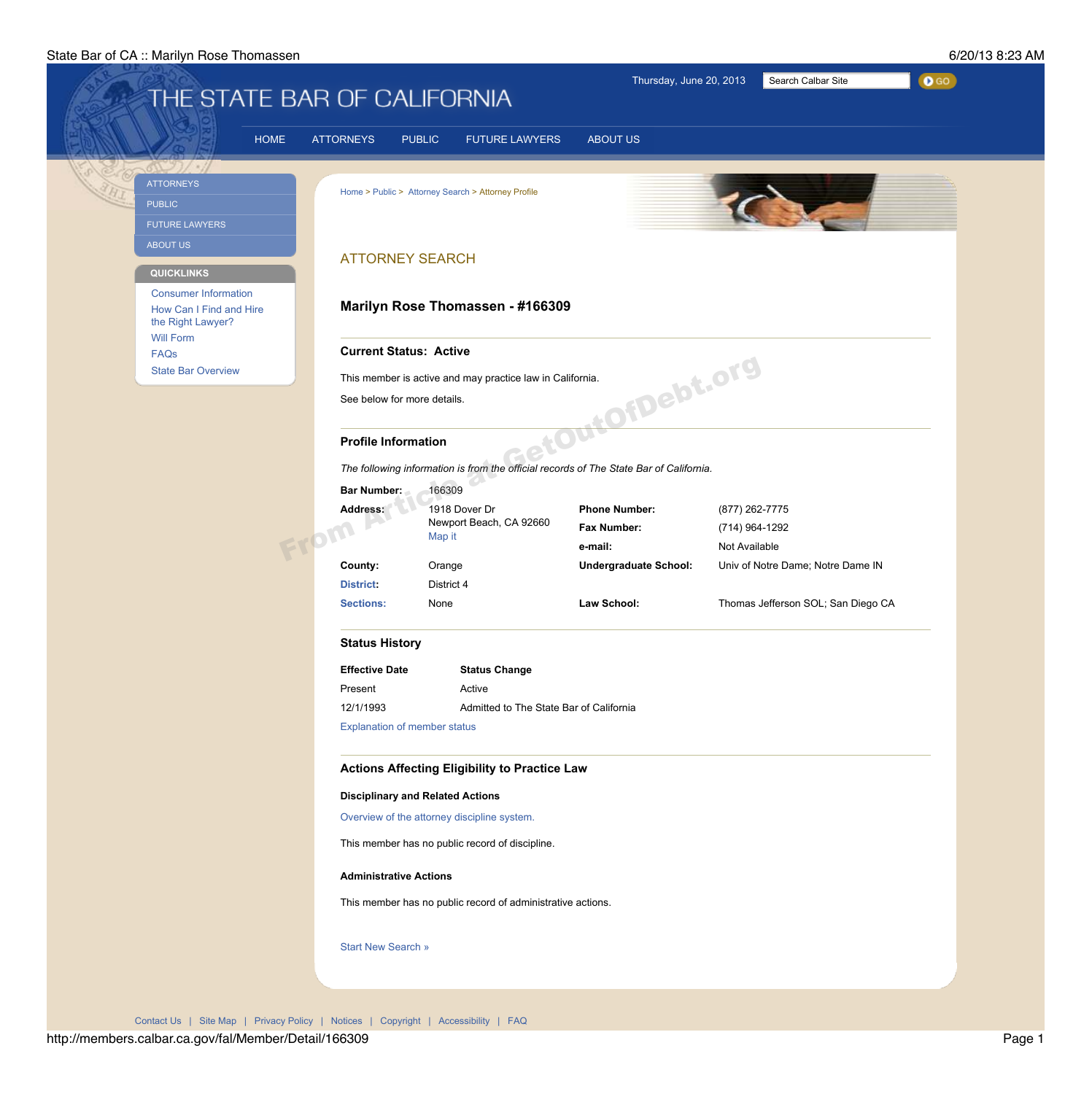THE STATE BAR OF CALIFORNIA

Thursday, June 20, 2013

HOME | ATTORNEYS | PUBLIC | FUTURE LAWYERS | ABOUT US

- ATTORNEYS
- PUBLIC
- FUTURE LAWYERS
- ABOUT US

**QUICKLINKS**

- Consumer Information
- How Can I Find and Hire the Right Lawyer?
- Will Form
- FAQs
- State Bar Overview

Home > Public > Attorney Search > Attorney Profile

## ATTORNEY SEARCH

### Marilyn Rose Thomassen - #166309

#### Current Status: Active

This member is active and may practice law in California.

See below for more details.

#### Profile Information

*The following information is from the official records of The State Bar of California.*

| | | | |
|---|---|---|---|
| **Bar Number:** | 166309 | | |
| **Address:** | 1918 Dover Dr<br>Newport Beach, CA 92660<br>Map it | **Phone Number:**<br>**Fax Number:**<br>**e-mail:** | (877) 262-7775<br>(714) 964-1292<br>Not Available |
| **County:** | Orange | **Undergraduate School:** | Univ of Notre Dame; Notre Dame IN |
| **District:** | District 4 | | |
| **Sections:** | None | **Law School:** | Thomas Jefferson SOL; San Diego CA |

#### Status History

| Effective Date | Status Change |
|---|---|
| Present | Active |
| 12/1/1993 | Admitted to The State Bar of California |

Explanation of member status

#### Actions Affecting Eligibility to Practice Law

**Disciplinary and Related Actions**

Overview of the attorney discipline system.

This member has no public record of discipline.

**Administrative Actions**

This member has no public record of administrative actions.

Start New Search »

Contact Us | Site Map | Privacy Policy | Notices | Copyright | Accessibility | FAQ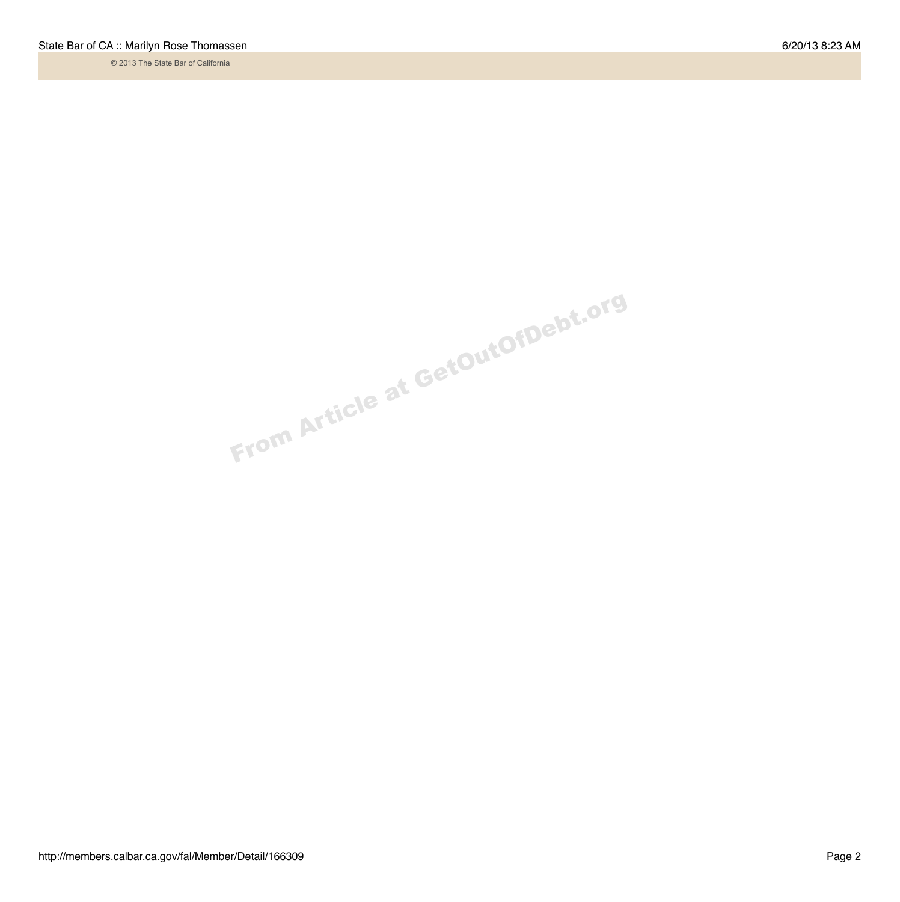© 2013 The State Bar of California